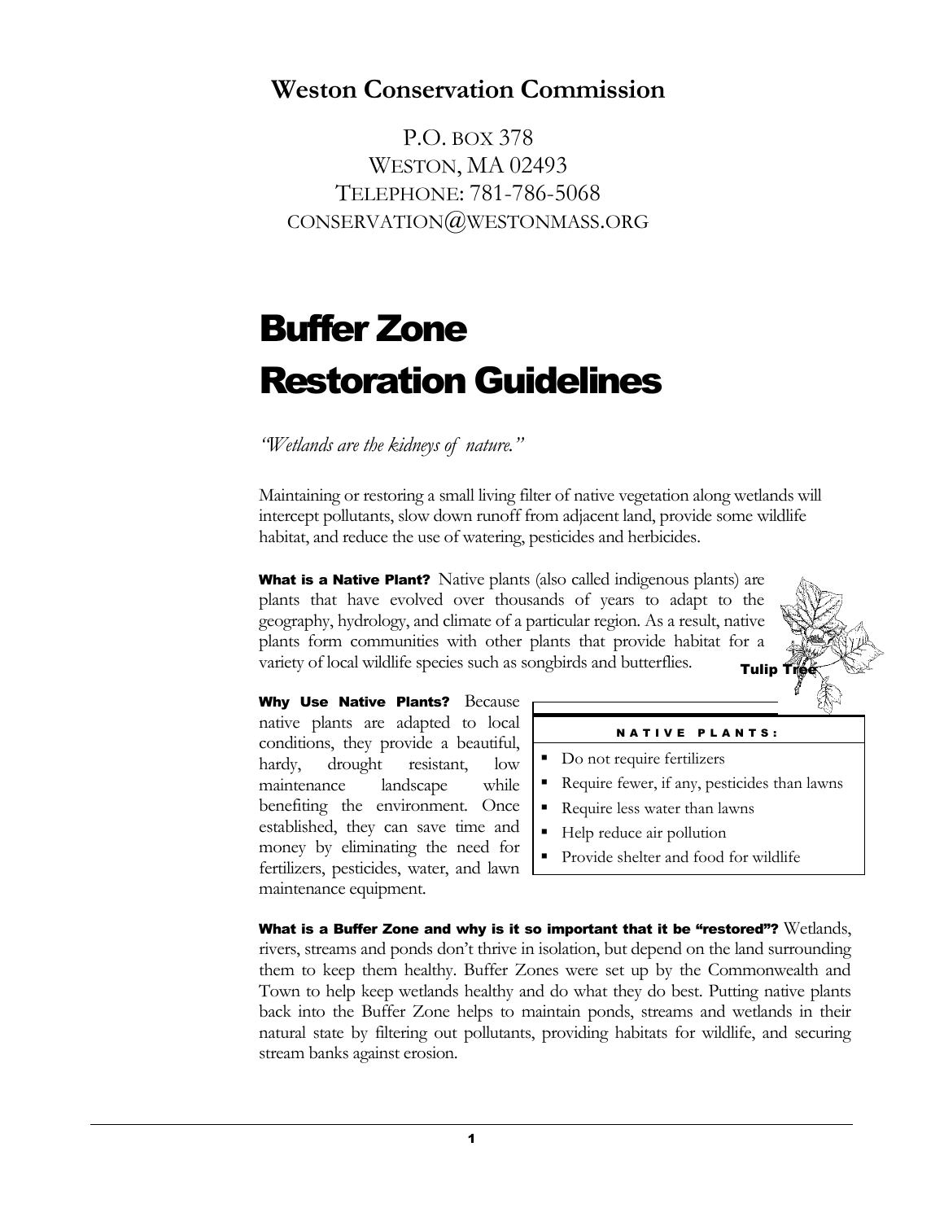**Weston Conservation Commission**

P.O. BOX 378
WESTON, MA 02493
TELEPHONE: 781-786-5068
CONSERVATION@WESTONMASS.ORG

# Buffer Zone Restoration Guidelines

*"Wetlands are the kidneys of nature."*

Maintaining or restoring a small living filter of native vegetation along wetlands will intercept pollutants, slow down runoff from adjacent land, provide some wildlife habitat, and reduce the use of watering, pesticides and herbicides.

**What is a Native Plant?** Native plants (also called indigenous plants) are plants that have evolved over thousands of years to adapt to the geography, hydrology, and climate of a particular region. As a result, native plants form communities with other plants that provide habitat for a variety of local wildlife species such as songbirds and butterflies.

Tulip Tree

**Why Use Native Plants?** Because native plants are adapted to local conditions, they provide a beautiful, hardy, drought resistant, low maintenance landscape while benefiting the environment. Once established, they can save time and money by eliminating the need for fertilizers, pesticides, water, and lawn maintenance equipment.

**NATIVE PLANTS:**

- Do not require fertilizers
- Require fewer, if any, pesticides than lawns
- Require less water than lawns
- Help reduce air pollution
- Provide shelter and food for wildlife

**What is a Buffer Zone and why is it so important that it be "restored"?** Wetlands, rivers, streams and ponds don't thrive in isolation, but depend on the land surrounding them to keep them healthy. Buffer Zones were set up by the Commonwealth and Town to help keep wetlands healthy and do what they do best. Putting native plants back into the Buffer Zone helps to maintain ponds, streams and wetlands in their natural state by filtering out pollutants, providing habitats for wildlife, and securing stream banks against erosion.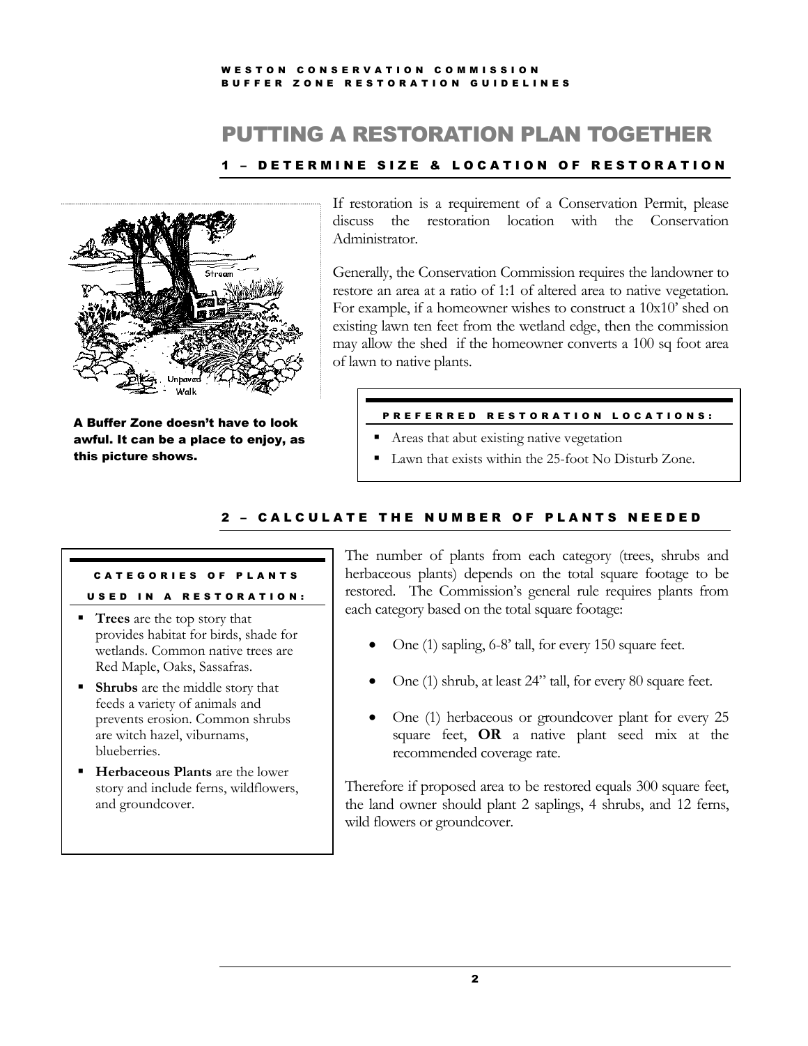# PUTTING A RESTORATION PLAN TOGETHER

## 1 – DETERMINE SIZE & LOCATION OF RESTORATION

If restoration is a requirement of a Conservation Permit, please discuss the restoration location with the Conservation Administrator.

Generally, the Conservation Commission requires the landowner to restore an area at a ratio of 1:1 of altered area to native vegetation. For example, if a homeowner wishes to construct a 10x10' shed on existing lawn ten feet from the wetland edge, then the commission may allow the shed if the homeowner converts a 100 sq foot area of lawn to native plants.

**A Buffer Zone doesn't have to look awful. It can be a place to enjoy, as this picture shows.**

### PREFERRED RESTORATION LOCATIONS:

- Areas that abut existing native vegetation
- Lawn that exists within the 25-foot No Disturb Zone.

## 2 – CALCULATE THE NUMBER OF PLANTS NEEDED

### CATEGORIES OF PLANTS USED IN A RESTORATION:

- **Trees** are the top story that provides habitat for birds, shade for wetlands. Common native trees are Red Maple, Oaks, Sassafras.
- **Shrubs** are the middle story that feeds a variety of animals and prevents erosion. Common shrubs are witch hazel, viburnams, blueberries.
- **Herbaceous Plants** are the lower story and include ferns, wildflowers, and groundcover.

The number of plants from each category (trees, shrubs and herbaceous plants) depends on the total square footage to be restored. The Commission's general rule requires plants from each category based on the total square footage:

- One (1) sapling, 6-8' tall, for every 150 square feet.
- One (1) shrub, at least 24" tall, for every 80 square feet.
- One (1) herbaceous or groundcover plant for every 25 square feet, **OR** a native plant seed mix at the recommended coverage rate.

Therefore if proposed area to be restored equals 300 square feet, the land owner should plant 2 saplings, 4 shrubs, and 12 ferns, wild flowers or groundcover.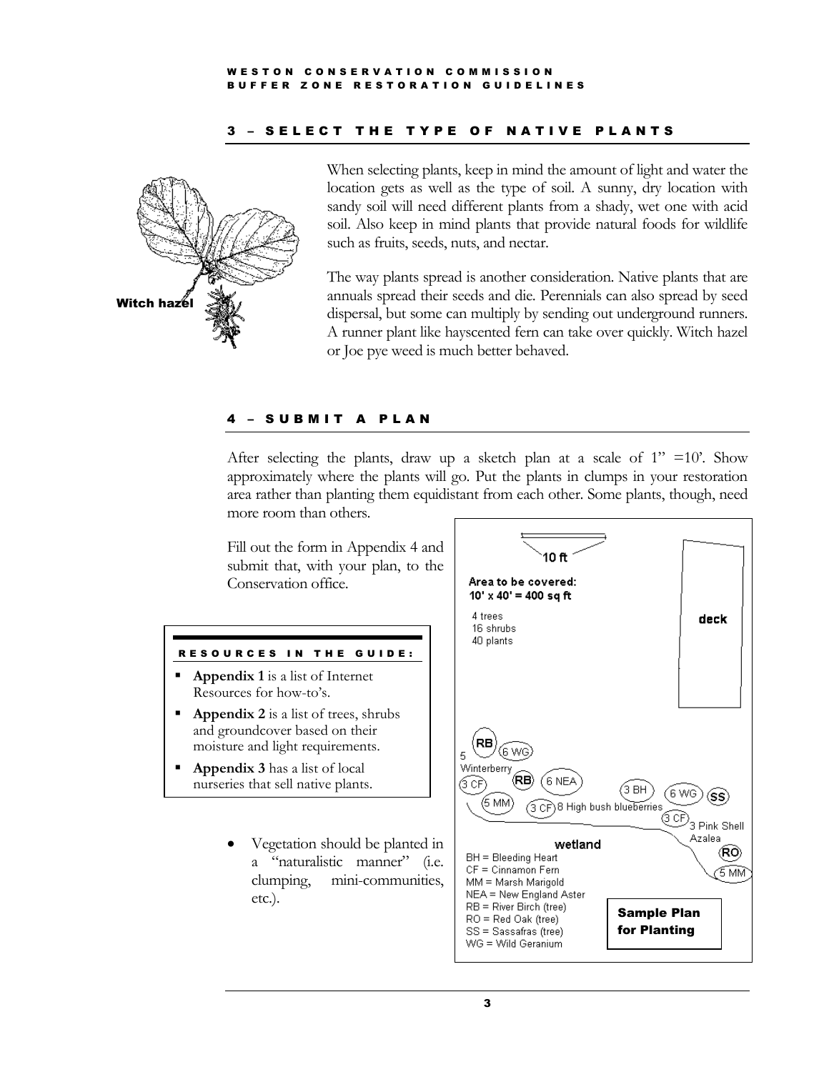## 3 – SELECT THE TYPE OF NATIVE PLANTS

Witch hazel

When selecting plants, keep in mind the amount of light and water the location gets as well as the type of soil. A sunny, dry location with sandy soil will need different plants from a shady, wet one with acid soil. Also keep in mind plants that provide natural foods for wildlife such as fruits, seeds, nuts, and nectar.

The way plants spread is another consideration. Native plants that are annuals spread their seeds and die. Perennials can also spread by seed dispersal, but some can multiply by sending out underground runners. A runner plant like hayscented fern can take over quickly. Witch hazel or Joe pye weed is much better behaved.

## 4 – SUBMIT A PLAN

After selecting the plants, draw up a sketch plan at a scale of 1" =10'. Show approximately where the plants will go. Put the plants in clumps in your restoration area rather than planting them equidistant from each other. Some plants, though, need more room than others.

Fill out the form in Appendix 4 and submit that, with your plan, to the Conservation office.

**RESOURCES IN THE GUIDE:**

- **Appendix 1** is a list of Internet Resources for how-to's.
- **Appendix 2** is a list of trees, shrubs and groundcover based on their moisture and light requirements.
- **Appendix 3** has a list of local nurseries that sell native plants.

- Vegetation should be planted in a "naturalistic manner" (i.e. clumping, mini-communities, etc.).

10 ft

**Area to be covered: 10' x 40' = 400 sq ft**

4 trees
16 shrubs
40 plants

deck

RB, 6 WG, 5 Winterberry, RB, 6 NEA, 3 CF, 5 MM, 3 CF, 8 High bush blueberries, 3 BH, 6 WG, SS, 3 CF, 3 Pink Shell Azalea, RO, 5 MM

wetland

BH = Bleeding Heart
CF = Cinnamon Fern
MM = Marsh Marigold
NEA = New England Aster
RB = River Birch (tree)
RO = Red Oak (tree)
SS = Sassafras (tree)
WG = Wild Geranium

**Sample Plan for Planting**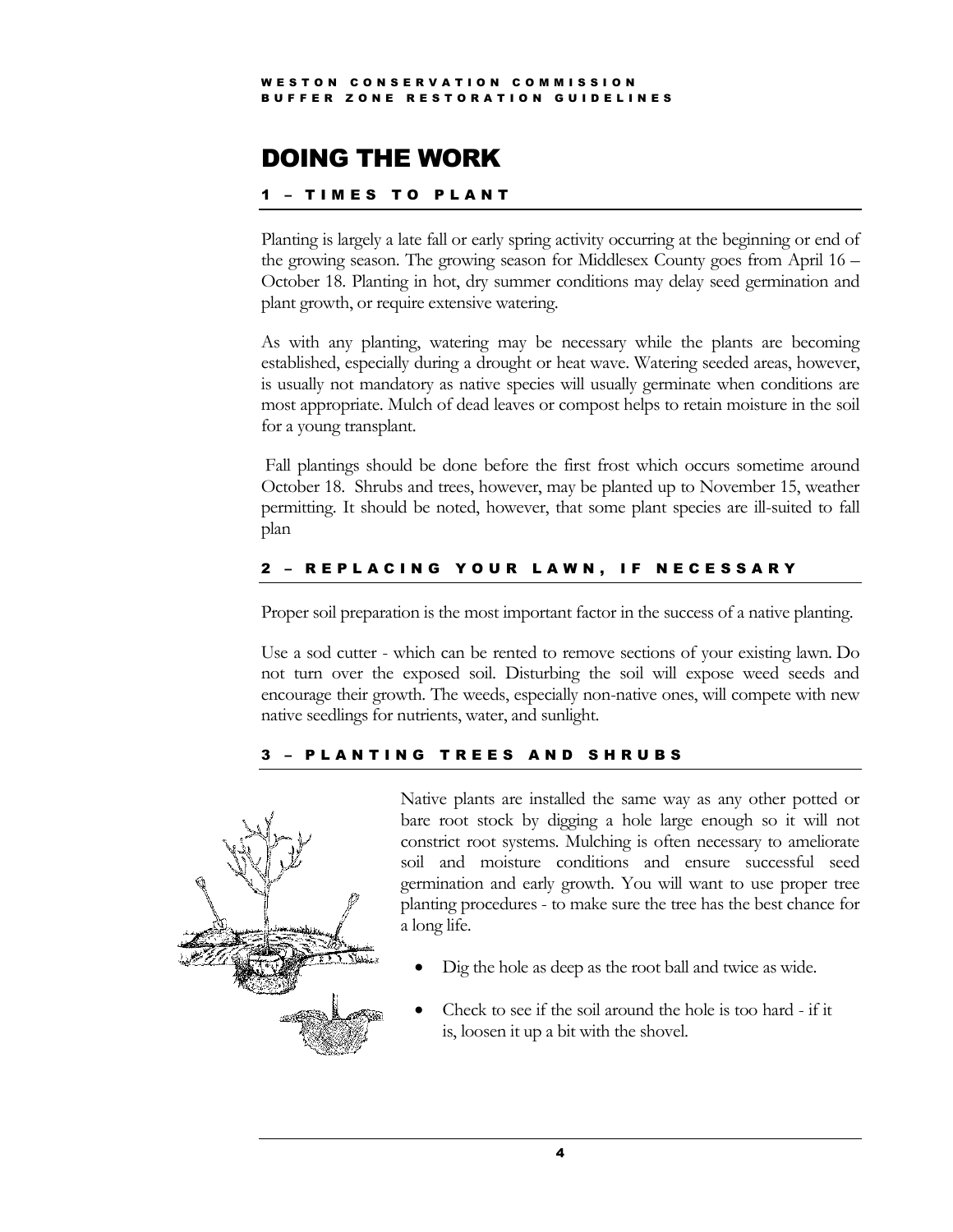# DOING THE WORK

## 1 – TIMES TO PLANT

Planting is largely a late fall or early spring activity occurring at the beginning or end of the growing season. The growing season for Middlesex County goes from April 16 – October 18. Planting in hot, dry summer conditions may delay seed germination and plant growth, or require extensive watering.

As with any planting, watering may be necessary while the plants are becoming established, especially during a drought or heat wave. Watering seeded areas, however, is usually not mandatory as native species will usually germinate when conditions are most appropriate. Mulch of dead leaves or compost helps to retain moisture in the soil for a young transplant.

Fall plantings should be done before the first frost which occurs sometime around October 18. Shrubs and trees, however, may be planted up to November 15, weather permitting. It should be noted, however, that some plant species are ill-suited to fall plan

## 2 – REPLACING YOUR LAWN, IF NECESSARY

Proper soil preparation is the most important factor in the success of a native planting.

Use a sod cutter - which can be rented to remove sections of your existing lawn. Do not turn over the exposed soil. Disturbing the soil will expose weed seeds and encourage their growth. The weeds, especially non-native ones, will compete with new native seedlings for nutrients, water, and sunlight.

## 3 – PLANTING TREES AND SHRUBS

Native plants are installed the same way as any other potted or bare root stock by digging a hole large enough so it will not constrict root systems. Mulching is often necessary to ameliorate soil and moisture conditions and ensure successful seed germination and early growth. You will want to use proper tree planting procedures - to make sure the tree has the best chance for a long life.

- Dig the hole as deep as the root ball and twice as wide.
- Check to see if the soil around the hole is too hard - if it is, loosen it up a bit with the shovel.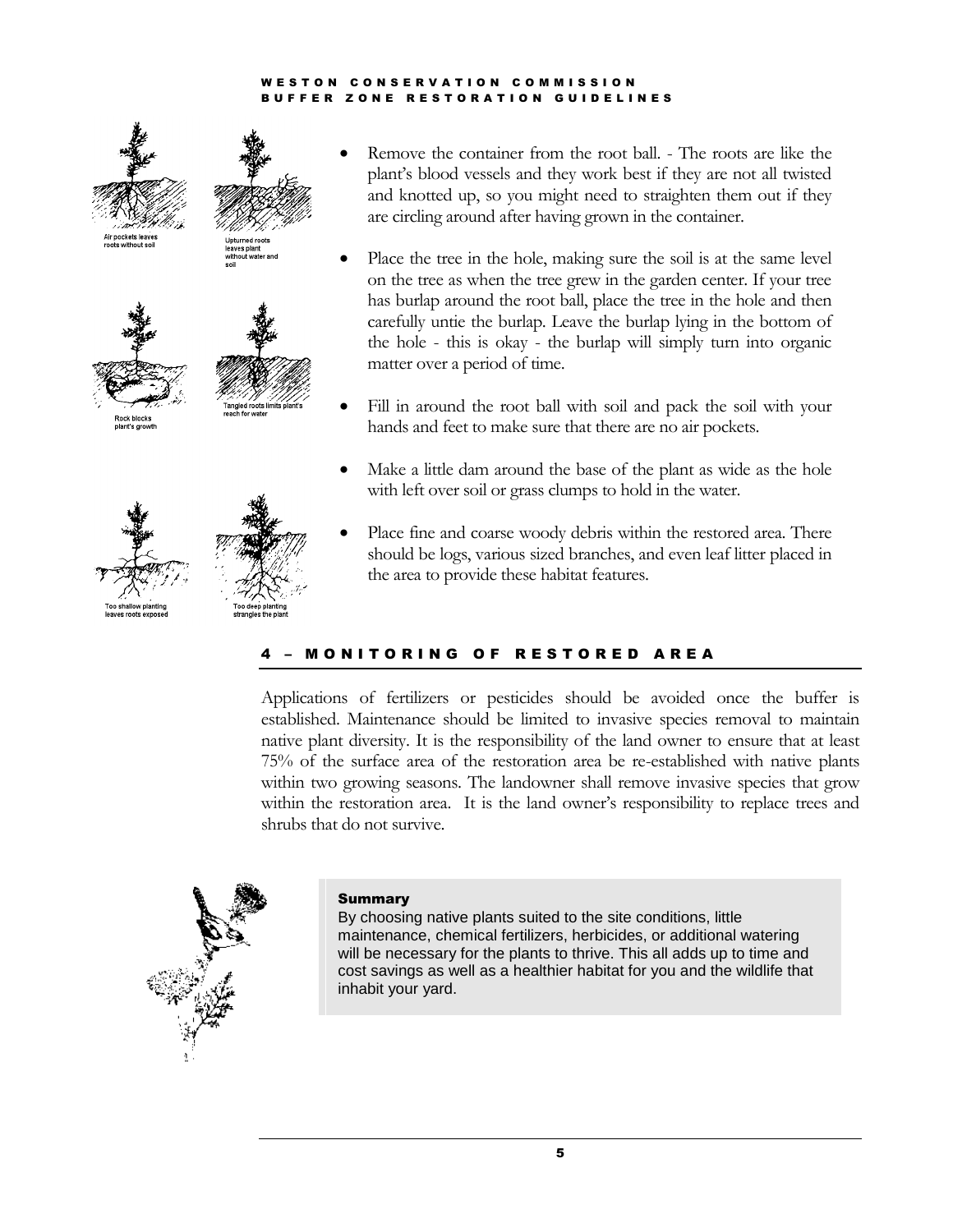- Remove the container from the root ball. - The roots are like the plant's blood vessels and they work best if they are not all twisted and knotted up, so you might need to straighten them out if they are circling around after having grown in the container.
- Place the tree in the hole, making sure the soil is at the same level on the tree as when the tree grew in the garden center. If your tree has burlap around the root ball, place the tree in the hole and then carefully untie the burlap. Leave the burlap lying in the bottom of the hole - this is okay - the burlap will simply turn into organic matter over a period of time.
- Fill in around the root ball with soil and pack the soil with your hands and feet to make sure that there are no air pockets.
- Make a little dam around the base of the plant as wide as the hole with left over soil or grass clumps to hold in the water.
- Place fine and coarse woody debris within the restored area. There should be logs, various sized branches, and even leaf litter placed in the area to provide these habitat features.

Air pockets leaves roots without soil

Upturned roots leaves plant without water and soil

Rock blocks plant's growth

Tangled roots limits plant's reach for water

Too shallow planting leaves roots exposed

Too deep planting strangles the plant

## 4 – MONITORING OF RESTORED AREA

Applications of fertilizers or pesticides should be avoided once the buffer is established. Maintenance should be limited to invasive species removal to maintain native plant diversity. It is the responsibility of the land owner to ensure that at least 75% of the surface area of the restoration area be re-established with native plants within two growing seasons. The landowner shall remove invasive species that grow within the restoration area. It is the land owner's responsibility to replace trees and shrubs that do not survive.

**Summary**

By choosing native plants suited to the site conditions, little maintenance, chemical fertilizers, herbicides, or additional watering will be necessary for the plants to thrive. This all adds up to time and cost savings as well as a healthier habitat for you and the wildlife that inhabit your yard.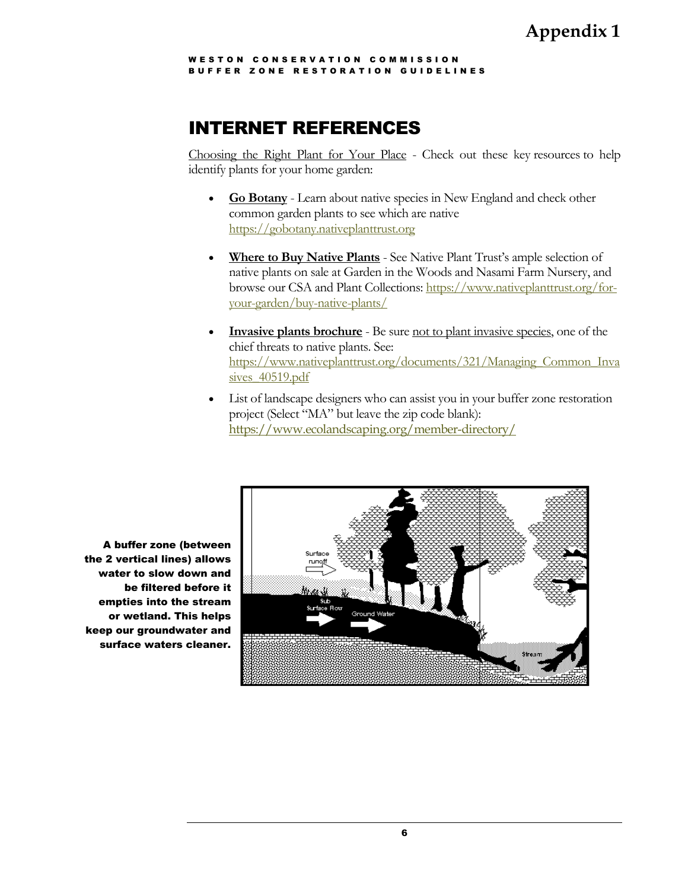# Appendix 1

WESTON CONSERVATION COMMISSION
BUFFER ZONE RESTORATION GUIDELINES

## INTERNET REFERENCES

Choosing the Right Plant for Your Place - Check out these key resources to help identify plants for your home garden:

- **Go Botany** - Learn about native species in New England and check other common garden plants to see which are native https://gobotany.nativeplanttrust.org
- **Where to Buy Native Plants** - See Native Plant Trust's ample selection of native plants on sale at Garden in the Woods and Nasami Farm Nursery, and browse our CSA and Plant Collections: https://www.nativeplanttrust.org/for-your-garden/buy-native-plants/
- **Invasive plants brochure** - Be sure not to plant invasive species, one of the chief threats to native plants. See: https://www.nativeplanttrust.org/documents/321/Managing_Common_Invasives_40519.pdf
- List of landscape designers who can assist you in your buffer zone restoration project (Select "MA" but leave the zip code blank): https://www.ecolandscaping.org/member-directory/

**A buffer zone (between the 2 vertical lines) allows water to slow down and be filtered before it empties into the stream or wetland. This helps keep our groundwater and surface waters cleaner.**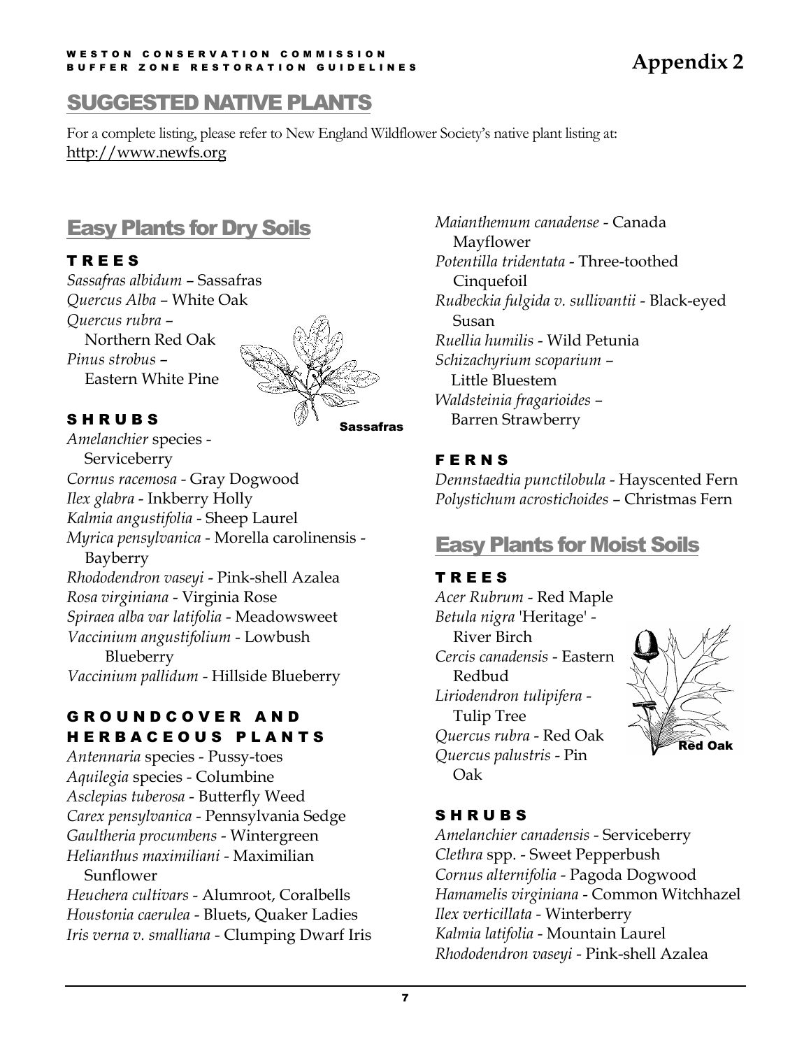# Appendix 2

## SUGGESTED NATIVE PLANTS

For a complete listing, please refer to New England Wildflower Society's native plant listing at: http://www.newfs.org

## Easy Plants for Dry Soils

### TREES

*Sassafras albidum* – Sassafras
*Quercus Alba* – White Oak
*Quercus rubra* – Northern Red Oak
*Pinus strobus* – Eastern White Pine

Sassafras

### SHRUBS

*Amelanchier* species - Serviceberry
*Cornus racemosa* - Gray Dogwood
*Ilex glabra* - Inkberry Holly
*Kalmia angustifolia* - Sheep Laurel
*Myrica pensylvanica* - Morella carolinensis - Bayberry
*Rhododendron vaseyi* - Pink-shell Azalea
*Rosa virginiana* - Virginia Rose
*Spiraea alba var latifolia* - Meadowsweet
*Vaccinium angustifolium* - Lowbush Blueberry
*Vaccinium pallidum* - Hillside Blueberry

### GROUNDCOVER AND HERBACEOUS PLANTS

*Antennaria* species - Pussy-toes
*Aquilegia* species - Columbine
*Asclepias tuberosa* - Butterfly Weed
*Carex pensylvanica* - Pennsylvania Sedge
*Gaultheria procumbens* - Wintergreen
*Helianthus maximiliani* - Maximilian Sunflower
*Heuchera cultivars* - Alumroot, Coralbells
*Houstonia caerulea* - Bluets, Quaker Ladies
*Iris verna v. smalliana* - Clumping Dwarf Iris
*Maianthemum canadense* - Canada Mayflower
*Potentilla tridentata* - Three-toothed Cinquefoil
*Rudbeckia fulgida v. sullivantii* - Black-eyed Susan
*Ruellia humilis* - Wild Petunia
*Schizachyrium scoparium* – Little Bluestem
*Waldsteinia fragarioides* – Barren Strawberry

### FERNS

*Dennstaedtia punctilobula* - Hayscented Fern
*Polystichum acrostichoides* – Christmas Fern

## Easy Plants for Moist Soils

### TREES

*Acer Rubrum* - Red Maple
*Betula nigra* 'Heritage' - River Birch
*Cercis canadensis* - Eastern Redbud
*Liriodendron tulipifera* - Tulip Tree
*Quercus rubra* - Red Oak
*Quercus palustris* - Pin Oak

Red Oak

### SHRUBS

*Amelanchier canadensis* - Serviceberry
*Clethra* spp. - Sweet Pepperbush
*Cornus alternifolia* - Pagoda Dogwood
*Hamamelis virginiana* - Common Witchhazel
*Ilex verticillata* - Winterberry
*Kalmia latifolia* - Mountain Laurel
*Rhododendron vaseyi* - Pink-shell Azalea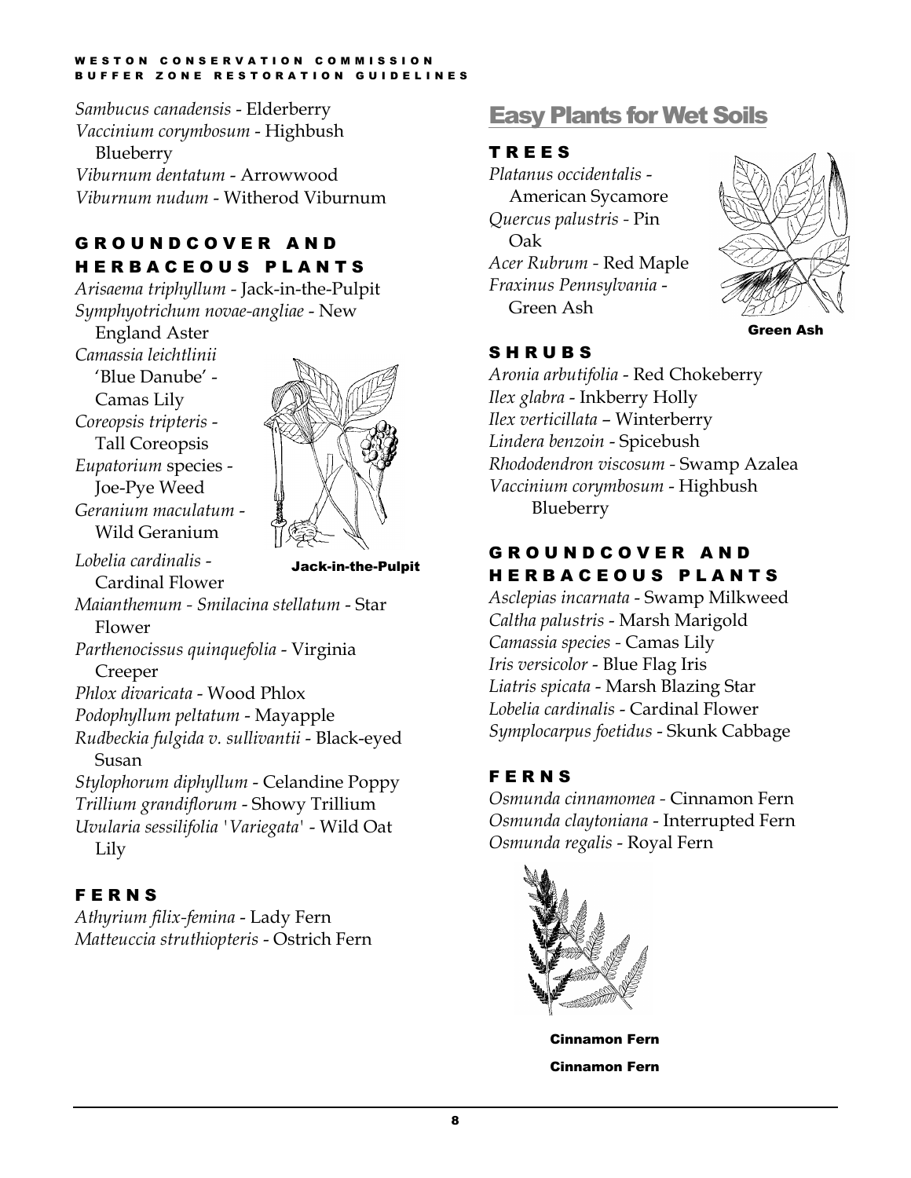*Sambucus canadensis* - Elderberry
*Vaccinium corymbosum* - Highbush Blueberry
*Viburnum dentatum* - Arrowwood
*Viburnum nudum* - Witherod Viburnum

### GROUNDCOVER AND HERBACEOUS PLANTS

*Arisaema triphyllum* - Jack-in-the-Pulpit
*Symphyotrichum novae-angliae* - New England Aster
*Camassia leichtlinii* 'Blue Danube' - Camas Lily
*Coreopsis tripteris* - Tall Coreopsis
*Eupatorium* species - Joe-Pye Weed
*Geranium maculatum* - Wild Geranium
*Lobelia cardinalis* - Cardinal Flower
*Maianthemum - Smilacina stellatum* - Star Flower
*Parthenocissus quinquefolia* - Virginia Creeper
*Phlox divaricata* - Wood Phlox
*Podophyllum peltatum* - Mayapple
*Rudbeckia fulgida v. sullivantii* - Black-eyed Susan
*Stylophorum diphyllum* - Celandine Poppy
*Trillium grandiflorum* - Showy Trillium
*Uvularia sessilifolia 'Variegata'* - Wild Oat Lily

Jack-in-the-Pulpit

### FERNS

*Athyrium filix-femina* - Lady Fern
*Matteuccia struthiopteris* - Ostrich Fern

## Easy Plants for Wet Soils

### TREES

*Platanus occidentalis* - American Sycamore
*Quercus palustris* - Pin Oak
*Acer Rubrum* - Red Maple
*Fraxinus Pennsylvania* - Green Ash

Green Ash

### SHRUBS

*Aronia arbutifolia* - Red Chokeberry
*Ilex glabra* - Inkberry Holly
*Ilex verticillata* – Winterberry
*Lindera benzoin* - Spicebush
*Rhododendron viscosum* - Swamp Azalea
*Vaccinium corymbosum* - Highbush Blueberry

### GROUNDCOVER AND HERBACEOUS PLANTS

*Asclepias incarnata* - Swamp Milkweed
*Caltha palustris* - Marsh Marigold
*Camassia species* - Camas Lily
*Iris versicolor* - Blue Flag Iris
*Liatris spicata* - Marsh Blazing Star
*Lobelia cardinalis* - Cardinal Flower
*Symplocarpus foetidus* - Skunk Cabbage

### FERNS

*Osmunda cinnamomea* - Cinnamon Fern
*Osmunda claytoniana* - Interrupted Fern
*Osmunda regalis* - Royal Fern

Cinnamon Fern

Cinnamon Fern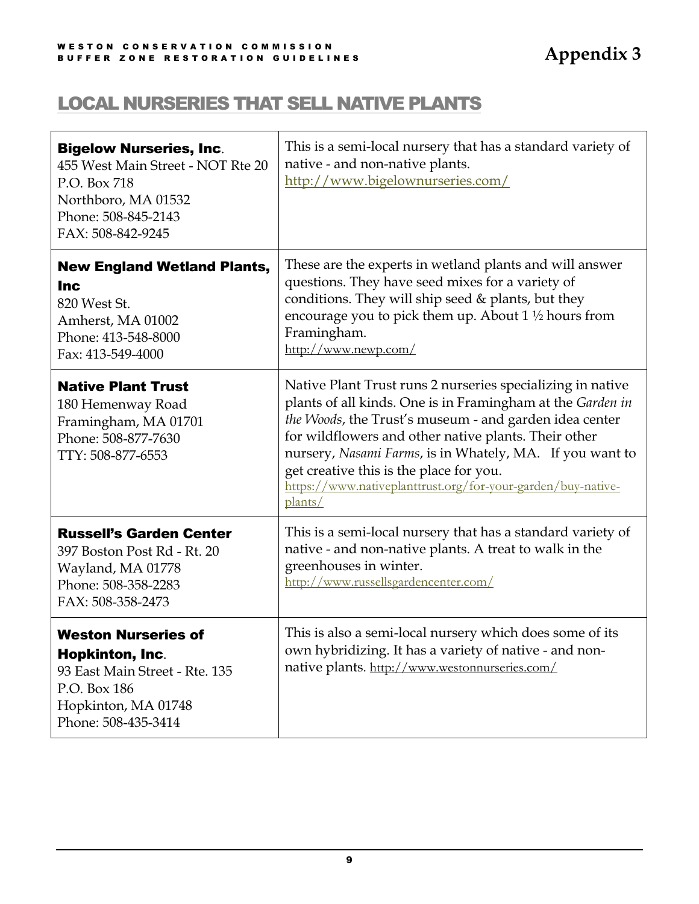## LOCAL NURSERIES THAT SELL NATIVE PLANTS

| | |
|---|---|
| **Bigelow Nurseries, Inc**.<br>455 West Main Street - NOT Rte 20<br>P.O. Box 718<br>Northboro, MA 01532<br>Phone: 508-845-2143<br>FAX: 508-842-9245 | This is a semi-local nursery that has a standard variety of native - and non-native plants.<br>http://www.bigelownurseries.com/ |
| **New England Wetland Plants, Inc**<br>820 West St.<br>Amherst, MA 01002<br>Phone: 413-548-8000<br>Fax: 413-549-4000 | These are the experts in wetland plants and will answer questions. They have seed mixes for a variety of conditions. They will ship seed & plants, but they encourage you to pick them up. About 1 ½ hours from Framingham.<br>http://www.newp.com/ |
| **Native Plant Trust**<br>180 Hemenway Road<br>Framingham, MA 01701<br>Phone: 508-877-7630<br>TTY: 508-877-6553 | Native Plant Trust runs 2 nurseries specializing in native plants of all kinds. One is in Framingham at the *Garden in the Woods*, the Trust's museum - and garden idea center for wildflowers and other native plants. Their other nursery, *Nasami Farms*, is in Whately, MA. If you want to get creative this is the place for you.<br>https://www.nativeplanttrust.org/for-your-garden/buy-native-plants/ |
| **Russell's Garden Center**<br>397 Boston Post Rd - Rt. 20<br>Wayland, MA 01778<br>Phone: 508-358-2283<br>FAX: 508-358-2473 | This is a semi-local nursery that has a standard variety of native - and non-native plants. A treat to walk in the greenhouses in winter.<br>http://www.russellsgardencenter.com/ |
| **Weston Nurseries of Hopkinton, Inc**.<br>93 East Main Street - Rte. 135<br>P.O. Box 186<br>Hopkinton, MA 01748<br>Phone: 508-435-3414 | This is also a semi-local nursery which does some of its own hybridizing. It has a variety of native - and non-native plants. http://www.westonnurseries.com/ |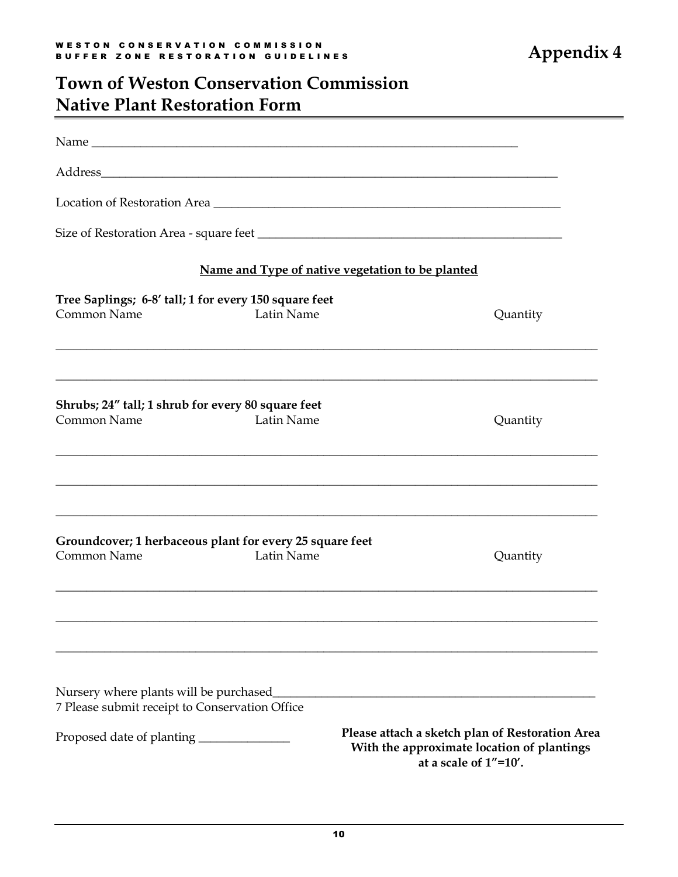# Appendix 4

## Town of Weston Conservation Commission
## Native Plant Restoration Form

Name ______________________________________________________________________

Address____________________________________________________________________

Location of Restoration Area _______________________________________________

Size of Restoration Area - square feet ________________________________________

**Name and Type of native vegetation to be planted**

**Tree Saplings; 6-8' tall; 1 for every 150 square feet**

| Common Name | Latin Name | Quantity |
|---|---|---|
| | | |
| | | |

**Shrubs; 24" tall; 1 shrub for every 80 square feet**

| Common Name | Latin Name | Quantity |
|---|---|---|
| | | |
| | | |
| | | |

**Groundcover; 1 herbaceous plant for every 25 square feet**

| Common Name | Latin Name | Quantity |
|---|---|---|
| | | |
| | | |
| | | |

Nursery where plants will be purchased_____________________________________________
7 Please submit receipt to Conservation Office

Proposed date of planting _______________

**Please attach a sketch plan of Restoration Area With the approximate location of plantings at a scale of 1"=10'.**